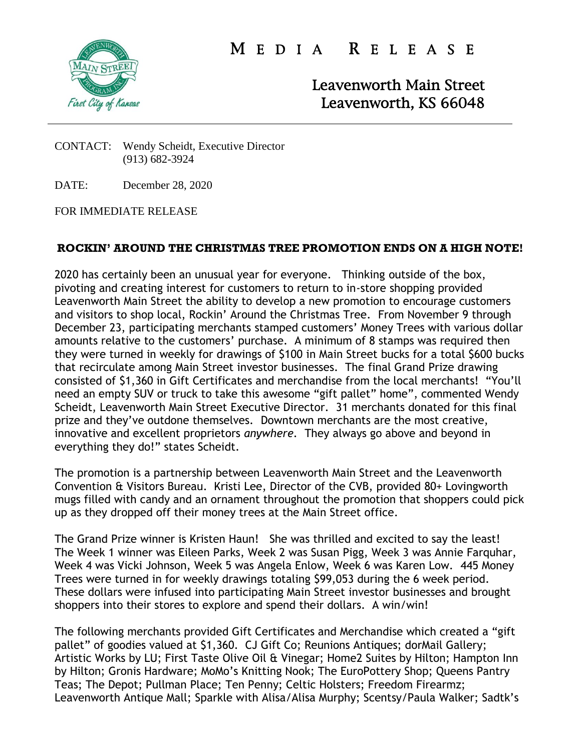# MEDIA RELEASE

Leavenworth Main Street
Leavenworth, KS 66048

CONTACT: Wendy Scheidt, Executive Director
(913) 682-3924

DATE: December 28, 2020

FOR IMMEDIATE RELEASE

**ROCKIN' AROUND THE CHRISTMAS TREE PROMOTION ENDS ON A HIGH NOTE!**

2020 has certainly been an unusual year for everyone. Thinking outside of the box, pivoting and creating interest for customers to return to in-store shopping provided Leavenworth Main Street the ability to develop a new promotion to encourage customers and visitors to shop local, Rockin' Around the Christmas Tree. From November 9 through December 23, participating merchants stamped customers' Money Trees with various dollar amounts relative to the customers' purchase. A minimum of 8 stamps was required then they were turned in weekly for drawings of $100 in Main Street bucks for a total $600 bucks that recirculate among Main Street investor businesses. The final Grand Prize drawing consisted of $1,360 in Gift Certificates and merchandise from the local merchants! "You'll need an empty SUV or truck to take this awesome "gift pallet" home", commented Wendy Scheidt, Leavenworth Main Street Executive Director. 31 merchants donated for this final prize and they've outdone themselves. Downtown merchants are the most creative, innovative and excellent proprietors *anywhere*. They always go above and beyond in everything they do!" states Scheidt.

The promotion is a partnership between Leavenworth Main Street and the Leavenworth Convention & Visitors Bureau. Kristi Lee, Director of the CVB, provided 80+ Lovingworth mugs filled with candy and an ornament throughout the promotion that shoppers could pick up as they dropped off their money trees at the Main Street office.

The Grand Prize winner is Kristen Haun! She was thrilled and excited to say the least! The Week 1 winner was Eileen Parks, Week 2 was Susan Pigg, Week 3 was Annie Farquhar, Week 4 was Vicki Johnson, Week 5 was Angela Enlow, Week 6 was Karen Low. 445 Money Trees were turned in for weekly drawings totaling $99,053 during the 6 week period. These dollars were infused into participating Main Street investor businesses and brought shoppers into their stores to explore and spend their dollars. A win/win!

The following merchants provided Gift Certificates and Merchandise which created a "gift pallet" of goodies valued at $1,360. CJ Gift Co; Reunions Antiques; dorMail Gallery; Artistic Works by LU; First Taste Olive Oil & Vinegar; Home2 Suites by Hilton; Hampton Inn by Hilton; Gronis Hardware; MoMo's Knitting Nook; The EuroPottery Shop; Queens Pantry Teas; The Depot; Pullman Place; Ten Penny; Celtic Holsters; Freedom Firearmz; Leavenworth Antique Mall; Sparkle with Alisa/Alisa Murphy; Scentsy/Paula Walker; Sadtk's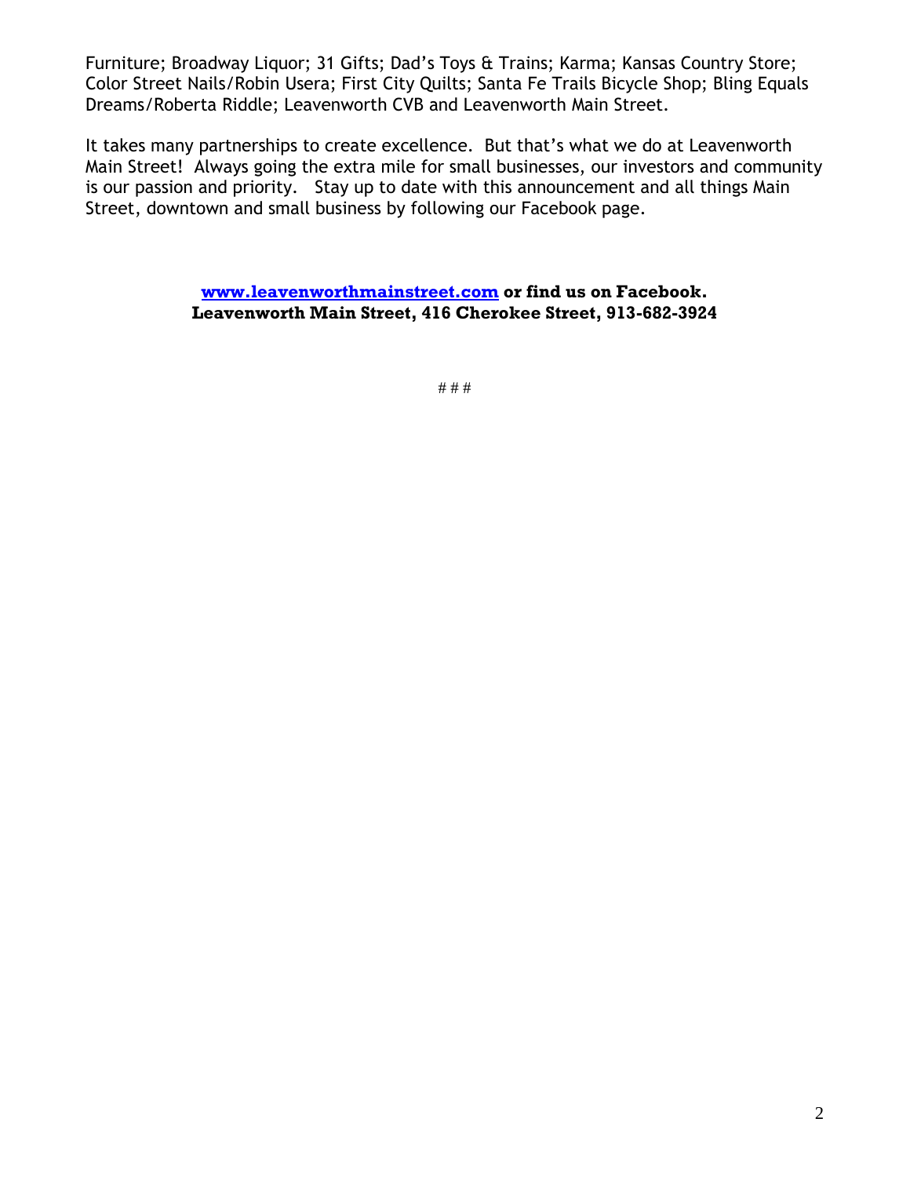Furniture; Broadway Liquor; 31 Gifts; Dad's Toys & Trains; Karma; Kansas Country Store; Color Street Nails/Robin Usera; First City Quilts; Santa Fe Trails Bicycle Shop; Bling Equals Dreams/Roberta Riddle; Leavenworth CVB and Leavenworth Main Street.

It takes many partnerships to create excellence. But that's what we do at Leavenworth Main Street! Always going the extra mile for small businesses, our investors and community is our passion and priority. Stay up to date with this announcement and all things Main Street, downtown and small business by following our Facebook page.

**www.leavenworthmainstreet.com or find us on Facebook.**
**Leavenworth Main Street, 416 Cherokee Street, 913-682-3924**

# # #